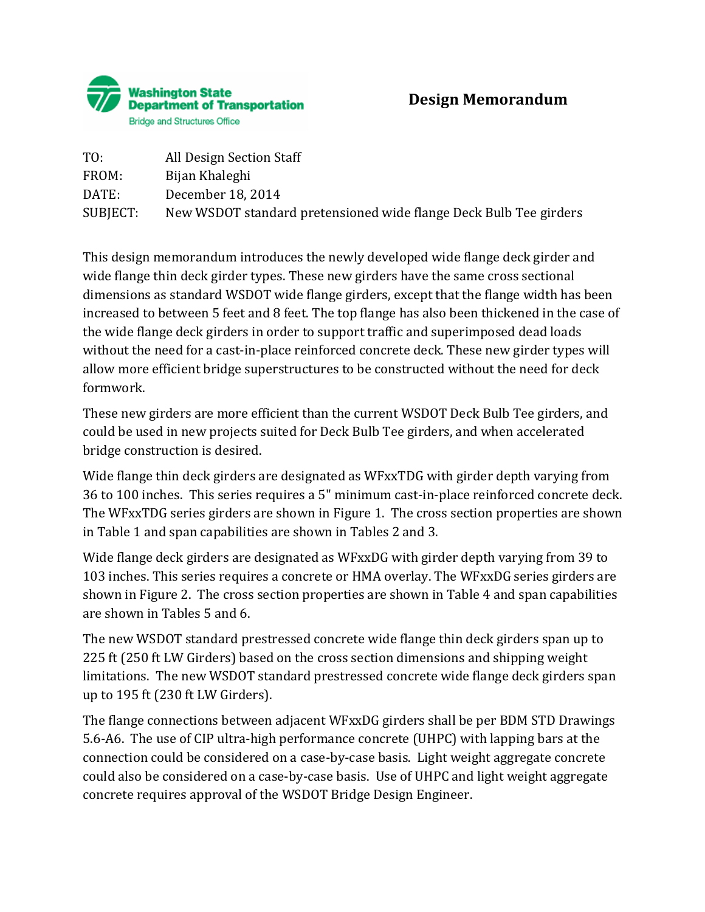**Washington State Department of Transportation**
Bridge and Structures Office

# Design Memorandum

TO: All Design Section Staff
FROM: Bijan Khaleghi
DATE: December 18, 2014
SUBJECT: New WSDOT standard pretensioned wide flange Deck Bulb Tee girders

This design memorandum introduces the newly developed wide flange deck girder and wide flange thin deck girder types. These new girders have the same cross sectional dimensions as standard WSDOT wide flange girders, except that the flange width has been increased to between 5 feet and 8 feet. The top flange has also been thickened in the case of the wide flange deck girders in order to support traffic and superimposed dead loads without the need for a cast-in-place reinforced concrete deck. These new girder types will allow more efficient bridge superstructures to be constructed without the need for deck formwork.

These new girders are more efficient than the current WSDOT Deck Bulb Tee girders, and could be used in new projects suited for Deck Bulb Tee girders, and when accelerated bridge construction is desired.

Wide flange thin deck girders are designated as WFxxTDG with girder depth varying from 36 to 100 inches. This series requires a 5" minimum cast-in-place reinforced concrete deck. The WFxxTDG series girders are shown in Figure 1. The cross section properties are shown in Table 1 and span capabilities are shown in Tables 2 and 3.

Wide flange deck girders are designated as WFxxDG with girder depth varying from 39 to 103 inches. This series requires a concrete or HMA overlay. The WFxxDG series girders are shown in Figure 2. The cross section properties are shown in Table 4 and span capabilities are shown in Tables 5 and 6.

The new WSDOT standard prestressed concrete wide flange thin deck girders span up to 225 ft (250 ft LW Girders) based on the cross section dimensions and shipping weight limitations. The new WSDOT standard prestressed concrete wide flange deck girders span up to 195 ft (230 ft LW Girders).

The flange connections between adjacent WFxxDG girders shall be per BDM STD Drawings 5.6-A6. The use of CIP ultra-high performance concrete (UHPC) with lapping bars at the connection could be considered on a case-by-case basis. Light weight aggregate concrete could also be considered on a case-by-case basis. Use of UHPC and light weight aggregate concrete requires approval of the WSDOT Bridge Design Engineer.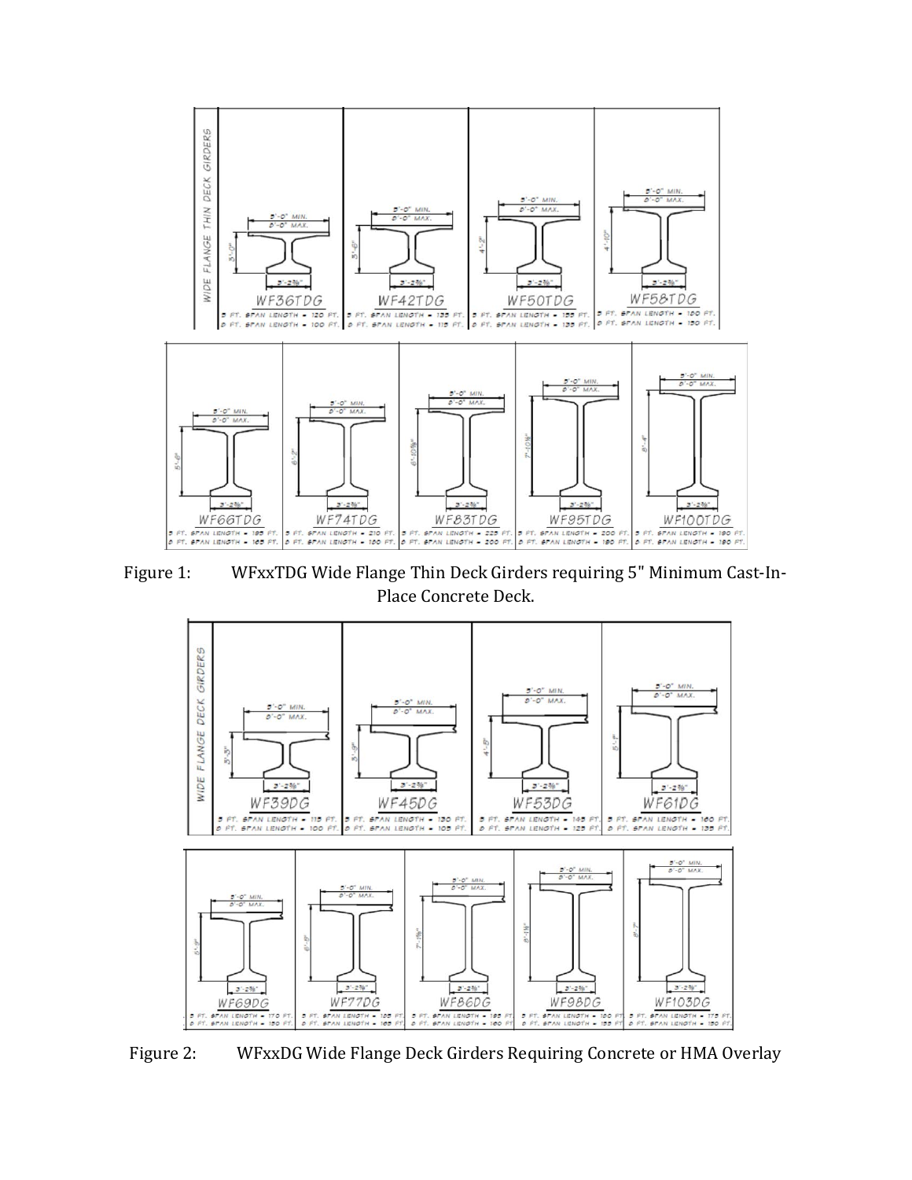Figure 1: WFxxTDG Wide Flange Thin Deck Girders requiring 5" Minimum Cast-In-Place Concrete Deck.

Figure 2: WFxxDG Wide Flange Deck Girders Requiring Concrete or HMA Overlay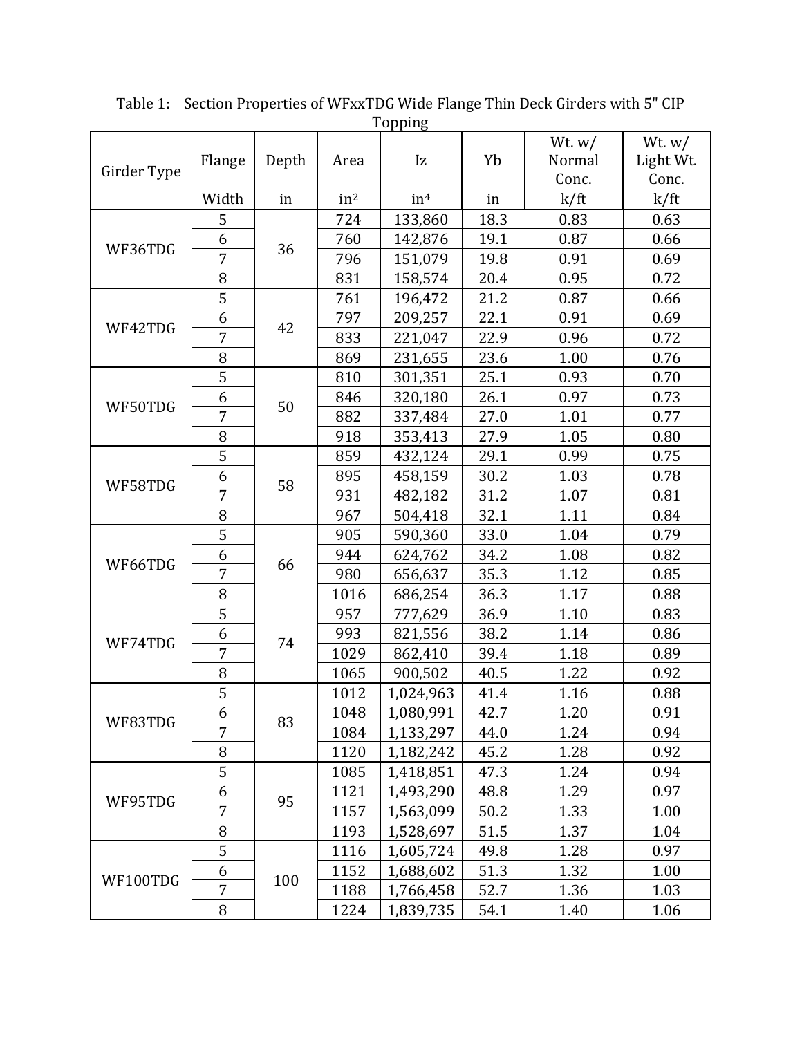Table 1: Section Properties of WFxxTDG Wide Flange Thin Deck Girders with 5" CIP Topping

| Girder Type | Flange | Depth | Area | Iz | Yb | Wt. w/ Normal Conc. | Wt. w/ Light Wt. Conc. |
|---|---|---|---|---|---|---|---|
| | Width | in | in² | in⁴ | in | k/ft | k/ft |
| WF36TDG | 5 | 36 | 724 | 133,860 | 18.3 | 0.83 | 0.63 |
| | 6 | | 760 | 142,876 | 19.1 | 0.87 | 0.66 |
| | 7 | | 796 | 151,079 | 19.8 | 0.91 | 0.69 |
| | 8 | | 831 | 158,574 | 20.4 | 0.95 | 0.72 |
| WF42TDG | 5 | 42 | 761 | 196,472 | 21.2 | 0.87 | 0.66 |
| | 6 | | 797 | 209,257 | 22.1 | 0.91 | 0.69 |
| | 7 | | 833 | 221,047 | 22.9 | 0.96 | 0.72 |
| | 8 | | 869 | 231,655 | 23.6 | 1.00 | 0.76 |
| WF50TDG | 5 | 50 | 810 | 301,351 | 25.1 | 0.93 | 0.70 |
| | 6 | | 846 | 320,180 | 26.1 | 0.97 | 0.73 |
| | 7 | | 882 | 337,484 | 27.0 | 1.01 | 0.77 |
| | 8 | | 918 | 353,413 | 27.9 | 1.05 | 0.80 |
| WF58TDG | 5 | 58 | 859 | 432,124 | 29.1 | 0.99 | 0.75 |
| | 6 | | 895 | 458,159 | 30.2 | 1.03 | 0.78 |
| | 7 | | 931 | 482,182 | 31.2 | 1.07 | 0.81 |
| | 8 | | 967 | 504,418 | 32.1 | 1.11 | 0.84 |
| WF66TDG | 5 | 66 | 905 | 590,360 | 33.0 | 1.04 | 0.79 |
| | 6 | | 944 | 624,762 | 34.2 | 1.08 | 0.82 |
| | 7 | | 980 | 656,637 | 35.3 | 1.12 | 0.85 |
| | 8 | | 1016 | 686,254 | 36.3 | 1.17 | 0.88 |
| WF74TDG | 5 | 74 | 957 | 777,629 | 36.9 | 1.10 | 0.83 |
| | 6 | | 993 | 821,556 | 38.2 | 1.14 | 0.86 |
| | 7 | | 1029 | 862,410 | 39.4 | 1.18 | 0.89 |
| | 8 | | 1065 | 900,502 | 40.5 | 1.22 | 0.92 |
| WF83TDG | 5 | 83 | 1012 | 1,024,963 | 41.4 | 1.16 | 0.88 |
| | 6 | | 1048 | 1,080,991 | 42.7 | 1.20 | 0.91 |
| | 7 | | 1084 | 1,133,297 | 44.0 | 1.24 | 0.94 |
| | 8 | | 1120 | 1,182,242 | 45.2 | 1.28 | 0.92 |
| WF95TDG | 5 | 95 | 1085 | 1,418,851 | 47.3 | 1.24 | 0.94 |
| | 6 | | 1121 | 1,493,290 | 48.8 | 1.29 | 0.97 |
| | 7 | | 1157 | 1,563,099 | 50.2 | 1.33 | 1.00 |
| | 8 | | 1193 | 1,528,697 | 51.5 | 1.37 | 1.04 |
| WF100TDG | 5 | 100 | 1116 | 1,605,724 | 49.8 | 1.28 | 0.97 |
| | 6 | | 1152 | 1,688,602 | 51.3 | 1.32 | 1.00 |
| | 7 | | 1188 | 1,766,458 | 52.7 | 1.36 | 1.03 |
| | 8 | | 1224 | 1,839,735 | 54.1 | 1.40 | 1.06 |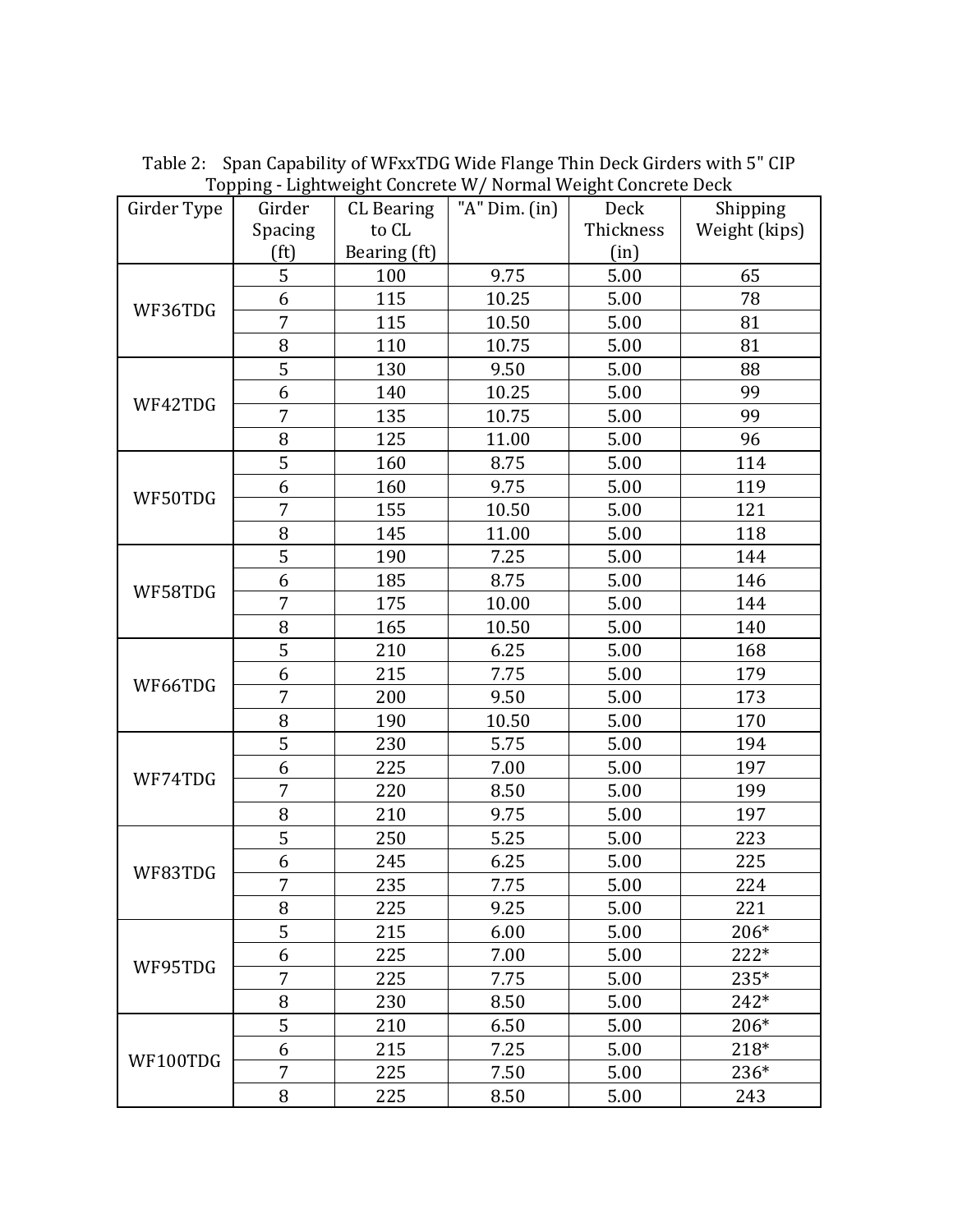Table 2: Span Capability of WFxxTDG Wide Flange Thin Deck Girders with 5" CIP Topping - Lightweight Concrete W/ Normal Weight Concrete Deck

| Girder Type | Girder Spacing (ft) | CL Bearing to CL Bearing (ft) | "A" Dim. (in) | Deck Thickness (in) | Shipping Weight (kips) |
|---|---|---|---|---|---|
| WF36TDG | 5 | 100 | 9.75 | 5.00 | 65 |
| | 6 | 115 | 10.25 | 5.00 | 78 |
| | 7 | 115 | 10.50 | 5.00 | 81 |
| | 8 | 110 | 10.75 | 5.00 | 81 |
| WF42TDG | 5 | 130 | 9.50 | 5.00 | 88 |
| | 6 | 140 | 10.25 | 5.00 | 99 |
| | 7 | 135 | 10.75 | 5.00 | 99 |
| | 8 | 125 | 11.00 | 5.00 | 96 |
| WF50TDG | 5 | 160 | 8.75 | 5.00 | 114 |
| | 6 | 160 | 9.75 | 5.00 | 119 |
| | 7 | 155 | 10.50 | 5.00 | 121 |
| | 8 | 145 | 11.00 | 5.00 | 118 |
| WF58TDG | 5 | 190 | 7.25 | 5.00 | 144 |
| | 6 | 185 | 8.75 | 5.00 | 146 |
| | 7 | 175 | 10.00 | 5.00 | 144 |
| | 8 | 165 | 10.50 | 5.00 | 140 |
| WF66TDG | 5 | 210 | 6.25 | 5.00 | 168 |
| | 6 | 215 | 7.75 | 5.00 | 179 |
| | 7 | 200 | 9.50 | 5.00 | 173 |
| | 8 | 190 | 10.50 | 5.00 | 170 |
| WF74TDG | 5 | 230 | 5.75 | 5.00 | 194 |
| | 6 | 225 | 7.00 | 5.00 | 197 |
| | 7 | 220 | 8.50 | 5.00 | 199 |
| | 8 | 210 | 9.75 | 5.00 | 197 |
| WF83TDG | 5 | 250 | 5.25 | 5.00 | 223 |
| | 6 | 245 | 6.25 | 5.00 | 225 |
| | 7 | 235 | 7.75 | 5.00 | 224 |
| | 8 | 225 | 9.25 | 5.00 | 221 |
| WF95TDG | 5 | 215 | 6.00 | 5.00 | 206* |
| | 6 | 225 | 7.00 | 5.00 | 222* |
| | 7 | 225 | 7.75 | 5.00 | 235* |
| | 8 | 230 | 8.50 | 5.00 | 242* |
| WF100TDG | 5 | 210 | 6.50 | 5.00 | 206* |
| | 6 | 215 | 7.25 | 5.00 | 218* |
| | 7 | 225 | 7.50 | 5.00 | 236* |
| | 8 | 225 | 8.50 | 5.00 | 243 |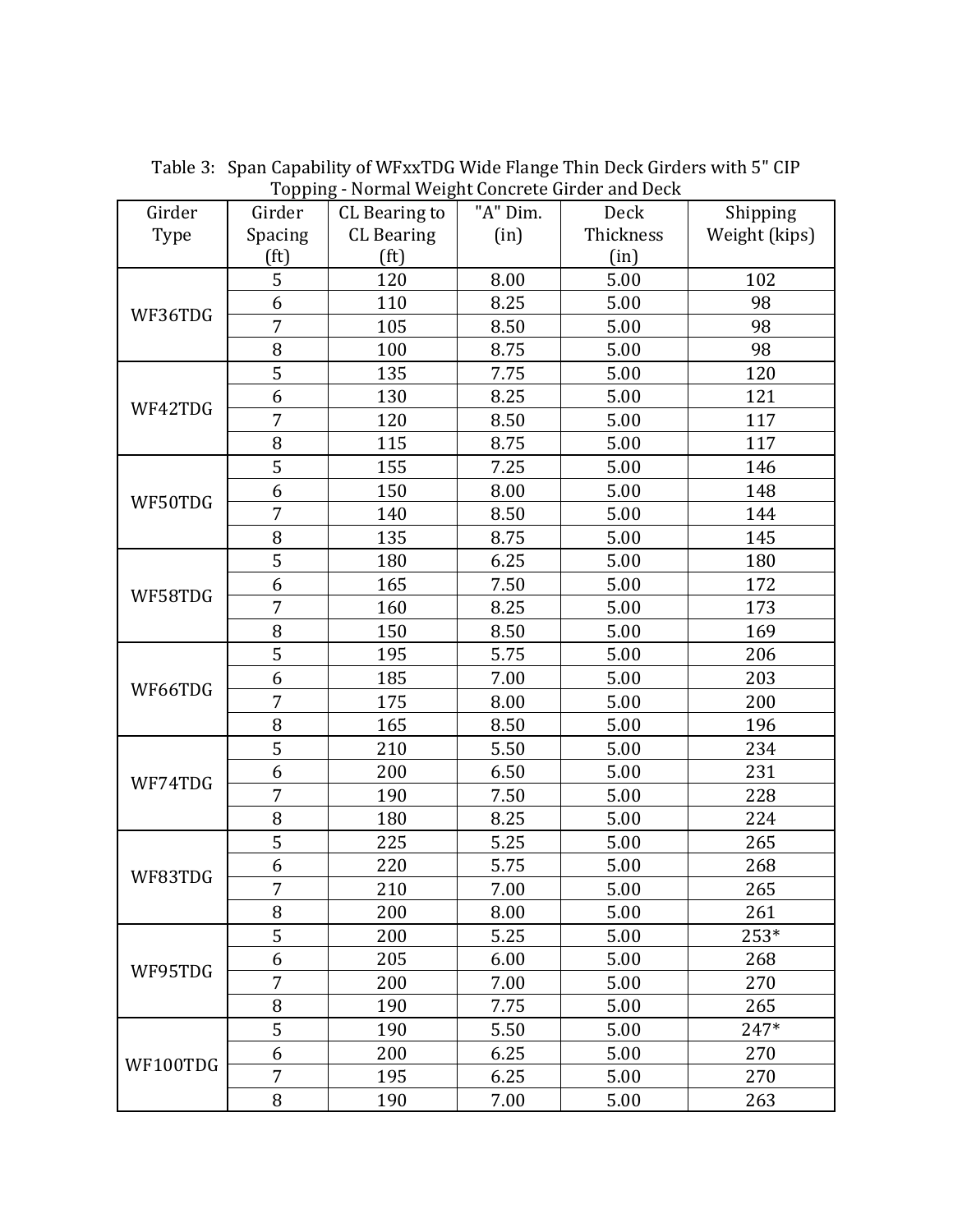Table 3: Span Capability of WFxxTDG Wide Flange Thin Deck Girders with 5" CIP Topping - Normal Weight Concrete Girder and Deck

| Girder Type | Girder Spacing (ft) | CL Bearing to CL Bearing (ft) | "A" Dim. (in) | Deck Thickness (in) | Shipping Weight (kips) |
|---|---|---|---|---|---|
| WF36TDG | 5 | 120 | 8.00 | 5.00 | 102 |
| | 6 | 110 | 8.25 | 5.00 | 98 |
| | 7 | 105 | 8.50 | 5.00 | 98 |
| | 8 | 100 | 8.75 | 5.00 | 98 |
| WF42TDG | 5 | 135 | 7.75 | 5.00 | 120 |
| | 6 | 130 | 8.25 | 5.00 | 121 |
| | 7 | 120 | 8.50 | 5.00 | 117 |
| | 8 | 115 | 8.75 | 5.00 | 117 |
| WF50TDG | 5 | 155 | 7.25 | 5.00 | 146 |
| | 6 | 150 | 8.00 | 5.00 | 148 |
| | 7 | 140 | 8.50 | 5.00 | 144 |
| | 8 | 135 | 8.75 | 5.00 | 145 |
| WF58TDG | 5 | 180 | 6.25 | 5.00 | 180 |
| | 6 | 165 | 7.50 | 5.00 | 172 |
| | 7 | 160 | 8.25 | 5.00 | 173 |
| | 8 | 150 | 8.50 | 5.00 | 169 |
| WF66TDG | 5 | 195 | 5.75 | 5.00 | 206 |
| | 6 | 185 | 7.00 | 5.00 | 203 |
| | 7 | 175 | 8.00 | 5.00 | 200 |
| | 8 | 165 | 8.50 | 5.00 | 196 |
| WF74TDG | 5 | 210 | 5.50 | 5.00 | 234 |
| | 6 | 200 | 6.50 | 5.00 | 231 |
| | 7 | 190 | 7.50 | 5.00 | 228 |
| | 8 | 180 | 8.25 | 5.00 | 224 |
| WF83TDG | 5 | 225 | 5.25 | 5.00 | 265 |
| | 6 | 220 | 5.75 | 5.00 | 268 |
| | 7 | 210 | 7.00 | 5.00 | 265 |
| | 8 | 200 | 8.00 | 5.00 | 261 |
| WF95TDG | 5 | 200 | 5.25 | 5.00 | 253* |
| | 6 | 205 | 6.00 | 5.00 | 268 |
| | 7 | 200 | 7.00 | 5.00 | 270 |
| | 8 | 190 | 7.75 | 5.00 | 265 |
| WF100TDG | 5 | 190 | 5.50 | 5.00 | 247* |
| | 6 | 200 | 6.25 | 5.00 | 270 |
| | 7 | 195 | 6.25 | 5.00 | 270 |
| | 8 | 190 | 7.00 | 5.00 | 263 |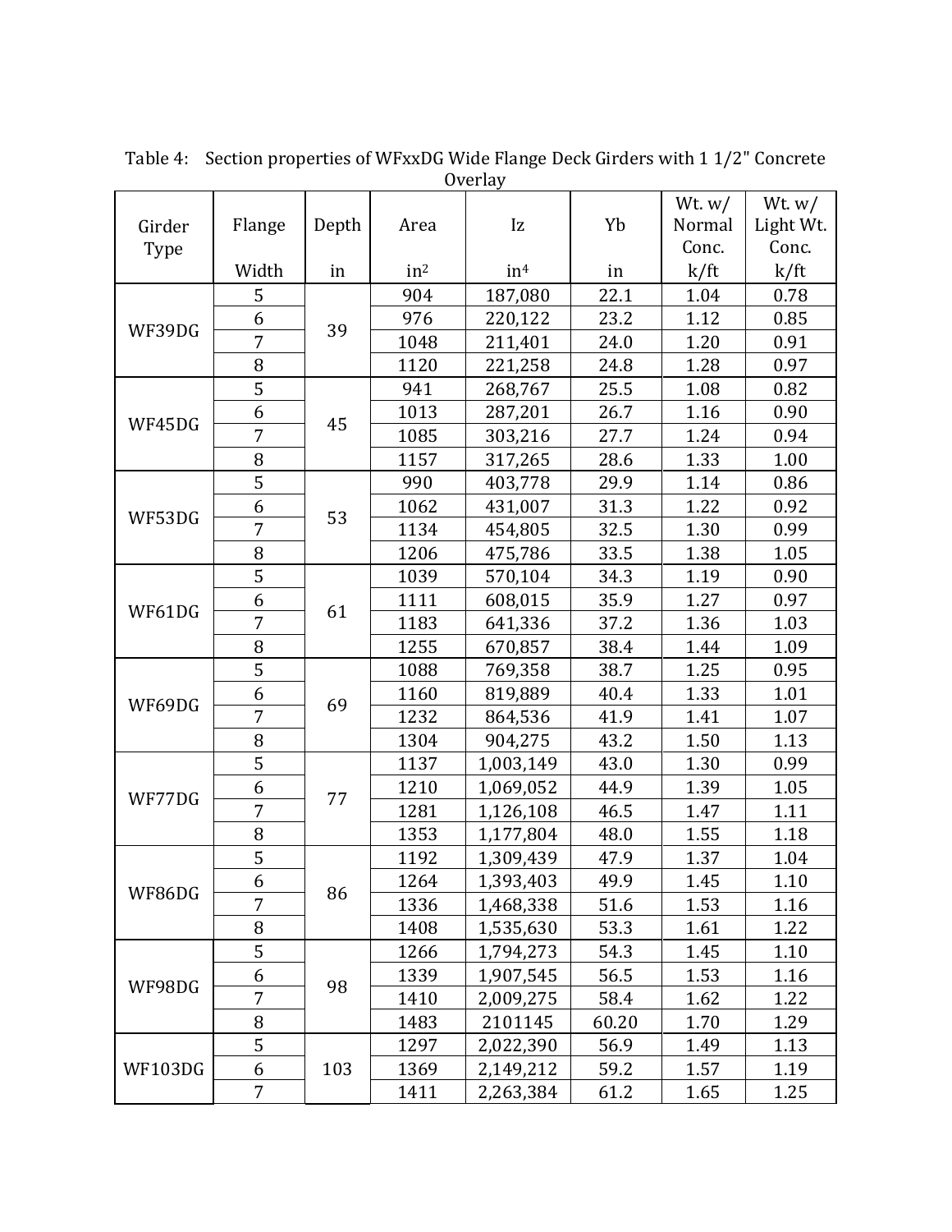Table 4: Section properties of WFxxDG Wide Flange Deck Girders with 1 1/2" Concrete Overlay

| Girder Type | Flange Width | Depth in | Area $in^2$ | Iz $in^4$ | Yb in | Wt. w/ Normal Conc. k/ft | Wt. w/ Light Wt. Conc. k/ft |
|---|---|---|---|---|---|---|---|
| WF39DG | 5 | 39 | 904 | 187,080 | 22.1 | 1.04 | 0.78 |
| | 6 | | 976 | 220,122 | 23.2 | 1.12 | 0.85 |
| | 7 | | 1048 | 211,401 | 24.0 | 1.20 | 0.91 |
| | 8 | | 1120 | 221,258 | 24.8 | 1.28 | 0.97 |
| WF45DG | 5 | 45 | 941 | 268,767 | 25.5 | 1.08 | 0.82 |
| | 6 | | 1013 | 287,201 | 26.7 | 1.16 | 0.90 |
| | 7 | | 1085 | 303,216 | 27.7 | 1.24 | 0.94 |
| | 8 | | 1157 | 317,265 | 28.6 | 1.33 | 1.00 |
| WF53DG | 5 | 53 | 990 | 403,778 | 29.9 | 1.14 | 0.86 |
| | 6 | | 1062 | 431,007 | 31.3 | 1.22 | 0.92 |
| | 7 | | 1134 | 454,805 | 32.5 | 1.30 | 0.99 |
| | 8 | | 1206 | 475,786 | 33.5 | 1.38 | 1.05 |
| WF61DG | 5 | 61 | 1039 | 570,104 | 34.3 | 1.19 | 0.90 |
| | 6 | | 1111 | 608,015 | 35.9 | 1.27 | 0.97 |
| | 7 | | 1183 | 641,336 | 37.2 | 1.36 | 1.03 |
| | 8 | | 1255 | 670,857 | 38.4 | 1.44 | 1.09 |
| WF69DG | 5 | 69 | 1088 | 769,358 | 38.7 | 1.25 | 0.95 |
| | 6 | | 1160 | 819,889 | 40.4 | 1.33 | 1.01 |
| | 7 | | 1232 | 864,536 | 41.9 | 1.41 | 1.07 |
| | 8 | | 1304 | 904,275 | 43.2 | 1.50 | 1.13 |
| WF77DG | 5 | 77 | 1137 | 1,003,149 | 43.0 | 1.30 | 0.99 |
| | 6 | | 1210 | 1,069,052 | 44.9 | 1.39 | 1.05 |
| | 7 | | 1281 | 1,126,108 | 46.5 | 1.47 | 1.11 |
| | 8 | | 1353 | 1,177,804 | 48.0 | 1.55 | 1.18 |
| WF86DG | 5 | 86 | 1192 | 1,309,439 | 47.9 | 1.37 | 1.04 |
| | 6 | | 1264 | 1,393,403 | 49.9 | 1.45 | 1.10 |
| | 7 | | 1336 | 1,468,338 | 51.6 | 1.53 | 1.16 |
| | 8 | | 1408 | 1,535,630 | 53.3 | 1.61 | 1.22 |
| WF98DG | 5 | 98 | 1266 | 1,794,273 | 54.3 | 1.45 | 1.10 |
| | 6 | | 1339 | 1,907,545 | 56.5 | 1.53 | 1.16 |
| | 7 | | 1410 | 2,009,275 | 58.4 | 1.62 | 1.22 |
| | 8 | | 1483 | 2101145 | 60.20 | 1.70 | 1.29 |
| WF103DG | 5 | 103 | 1297 | 2,022,390 | 56.9 | 1.49 | 1.13 |
| | 6 | | 1369 | 2,149,212 | 59.2 | 1.57 | 1.19 |
| | 7 | | 1411 | 2,263,384 | 61.2 | 1.65 | 1.25 |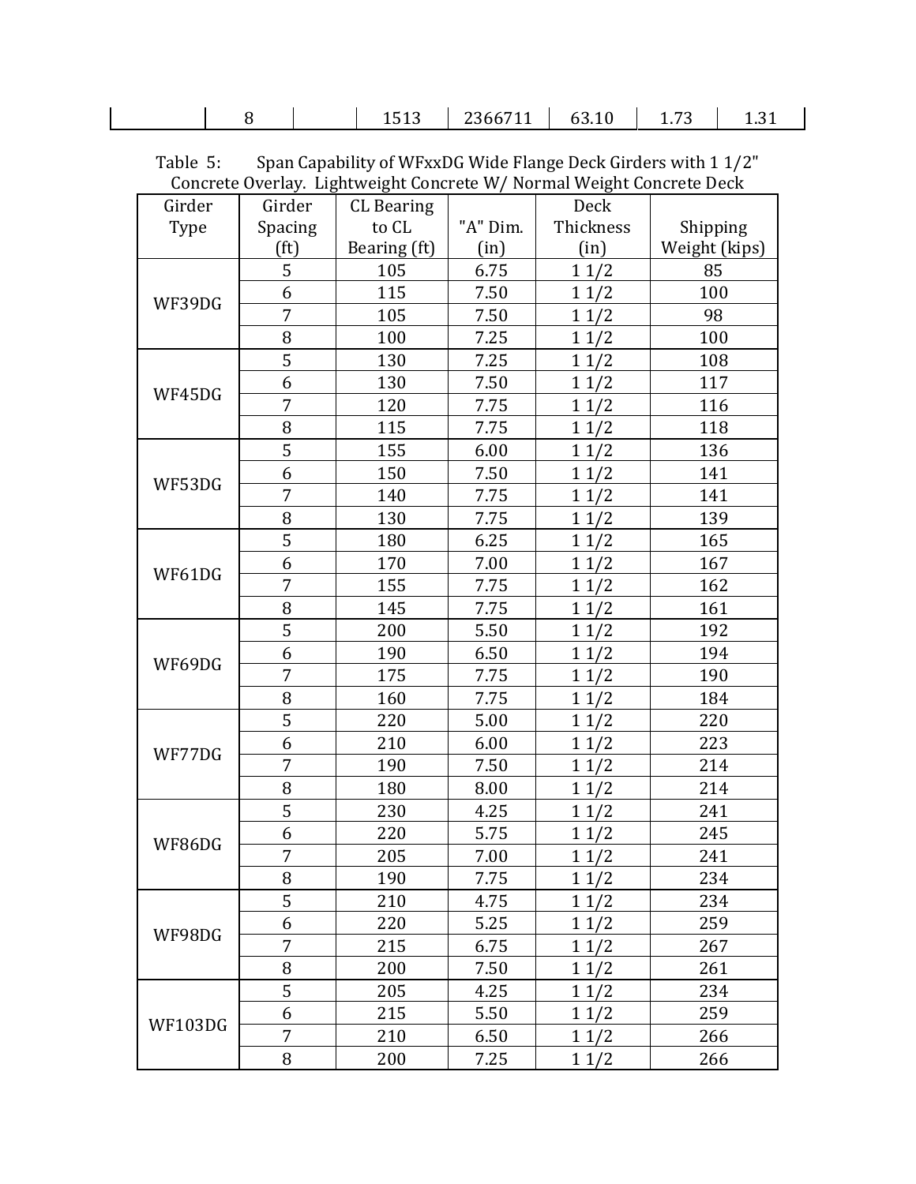| | 8 | | 1513 | 2366711 | 63.10 | 1.73 | 1.31 |
|---|---|---|---|---|---|---|---|

Table 5: Span Capability of WFxxDG Wide Flange Deck Girders with 1 1/2" Concrete Overlay. Lightweight Concrete W/ Normal Weight Concrete Deck

| Girder Type | Girder Spacing (ft) | CL Bearing to CL Bearing (ft) | "A" Dim. (in) | Deck Thickness (in) | Shipping Weight (kips) |
|---|---|---|---|---|---|
| WF39DG | 5 | 105 | 6.75 | 1 1/2 | 85 |
| | 6 | 115 | 7.50 | 1 1/2 | 100 |
| | 7 | 105 | 7.50 | 1 1/2 | 98 |
| | 8 | 100 | 7.25 | 1 1/2 | 100 |
| WF45DG | 5 | 130 | 7.25 | 1 1/2 | 108 |
| | 6 | 130 | 7.50 | 1 1/2 | 117 |
| | 7 | 120 | 7.75 | 1 1/2 | 116 |
| | 8 | 115 | 7.75 | 1 1/2 | 118 |
| WF53DG | 5 | 155 | 6.00 | 1 1/2 | 136 |
| | 6 | 150 | 7.50 | 1 1/2 | 141 |
| | 7 | 140 | 7.75 | 1 1/2 | 141 |
| | 8 | 130 | 7.75 | 1 1/2 | 139 |
| WF61DG | 5 | 180 | 6.25 | 1 1/2 | 165 |
| | 6 | 170 | 7.00 | 1 1/2 | 167 |
| | 7 | 155 | 7.75 | 1 1/2 | 162 |
| | 8 | 145 | 7.75 | 1 1/2 | 161 |
| WF69DG | 5 | 200 | 5.50 | 1 1/2 | 192 |
| | 6 | 190 | 6.50 | 1 1/2 | 194 |
| | 7 | 175 | 7.75 | 1 1/2 | 190 |
| | 8 | 160 | 7.75 | 1 1/2 | 184 |
| WF77DG | 5 | 220 | 5.00 | 1 1/2 | 220 |
| | 6 | 210 | 6.00 | 1 1/2 | 223 |
| | 7 | 190 | 7.50 | 1 1/2 | 214 |
| | 8 | 180 | 8.00 | 1 1/2 | 214 |
| WF86DG | 5 | 230 | 4.25 | 1 1/2 | 241 |
| | 6 | 220 | 5.75 | 1 1/2 | 245 |
| | 7 | 205 | 7.00 | 1 1/2 | 241 |
| | 8 | 190 | 7.75 | 1 1/2 | 234 |
| WF98DG | 5 | 210 | 4.75 | 1 1/2 | 234 |
| | 6 | 220 | 5.25 | 1 1/2 | 259 |
| | 7 | 215 | 6.75 | 1 1/2 | 267 |
| | 8 | 200 | 7.50 | 1 1/2 | 261 |
| WF103DG | 5 | 205 | 4.25 | 1 1/2 | 234 |
| | 6 | 215 | 5.50 | 1 1/2 | 259 |
| | 7 | 210 | 6.50 | 1 1/2 | 266 |
| | 8 | 200 | 7.25 | 1 1/2 | 266 |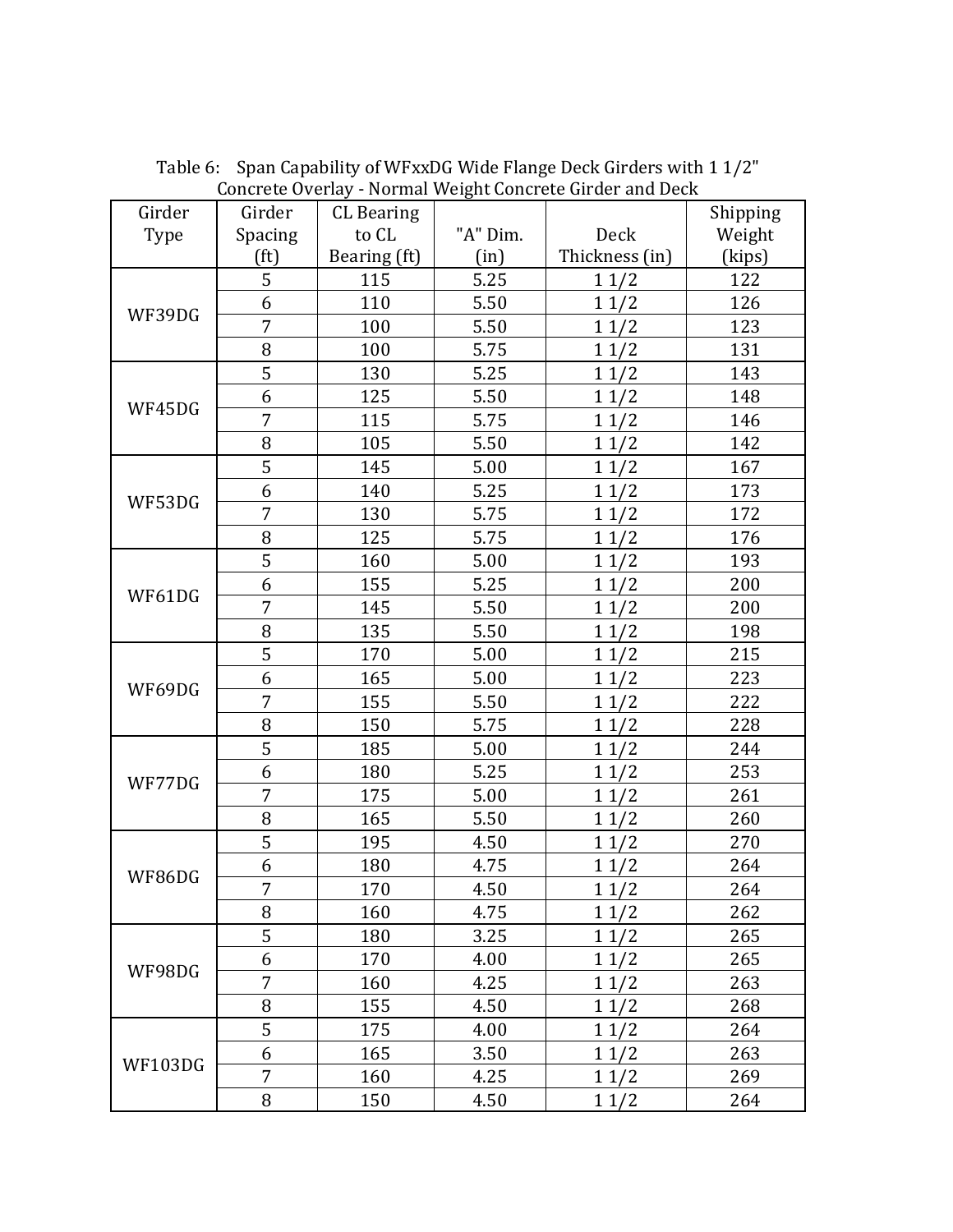Table 6: Span Capability of WFxxDG Wide Flange Deck Girders with 1 1/2" Concrete Overlay - Normal Weight Concrete Girder and Deck

| Girder Type | Girder Spacing (ft) | CL Bearing to CL Bearing (ft) | "A" Dim. (in) | Deck Thickness (in) | Shipping Weight (kips) |
|---|---|---|---|---|---|
| WF39DG | 5 | 115 | 5.25 | 1 1/2 | 122 |
| | 6 | 110 | 5.50 | 1 1/2 | 126 |
| | 7 | 100 | 5.50 | 1 1/2 | 123 |
| | 8 | 100 | 5.75 | 1 1/2 | 131 |
| WF45DG | 5 | 130 | 5.25 | 1 1/2 | 143 |
| | 6 | 125 | 5.50 | 1 1/2 | 148 |
| | 7 | 115 | 5.75 | 1 1/2 | 146 |
| | 8 | 105 | 5.50 | 1 1/2 | 142 |
| WF53DG | 5 | 145 | 5.00 | 1 1/2 | 167 |
| | 6 | 140 | 5.25 | 1 1/2 | 173 |
| | 7 | 130 | 5.75 | 1 1/2 | 172 |
| | 8 | 125 | 5.75 | 1 1/2 | 176 |
| WF61DG | 5 | 160 | 5.00 | 1 1/2 | 193 |
| | 6 | 155 | 5.25 | 1 1/2 | 200 |
| | 7 | 145 | 5.50 | 1 1/2 | 200 |
| | 8 | 135 | 5.50 | 1 1/2 | 198 |
| WF69DG | 5 | 170 | 5.00 | 1 1/2 | 215 |
| | 6 | 165 | 5.00 | 1 1/2 | 223 |
| | 7 | 155 | 5.50 | 1 1/2 | 222 |
| | 8 | 150 | 5.75 | 1 1/2 | 228 |
| WF77DG | 5 | 185 | 5.00 | 1 1/2 | 244 |
| | 6 | 180 | 5.25 | 1 1/2 | 253 |
| | 7 | 175 | 5.00 | 1 1/2 | 261 |
| | 8 | 165 | 5.50 | 1 1/2 | 260 |
| WF86DG | 5 | 195 | 4.50 | 1 1/2 | 270 |
| | 6 | 180 | 4.75 | 1 1/2 | 264 |
| | 7 | 170 | 4.50 | 1 1/2 | 264 |
| | 8 | 160 | 4.75 | 1 1/2 | 262 |
| WF98DG | 5 | 180 | 3.25 | 1 1/2 | 265 |
| | 6 | 170 | 4.00 | 1 1/2 | 265 |
| | 7 | 160 | 4.25 | 1 1/2 | 263 |
| | 8 | 155 | 4.50 | 1 1/2 | 268 |
| WF103DG | 5 | 175 | 4.00 | 1 1/2 | 264 |
| | 6 | 165 | 3.50 | 1 1/2 | 263 |
| | 7 | 160 | 4.25 | 1 1/2 | 269 |
| | 8 | 150 | 4.50 | 1 1/2 | 264 |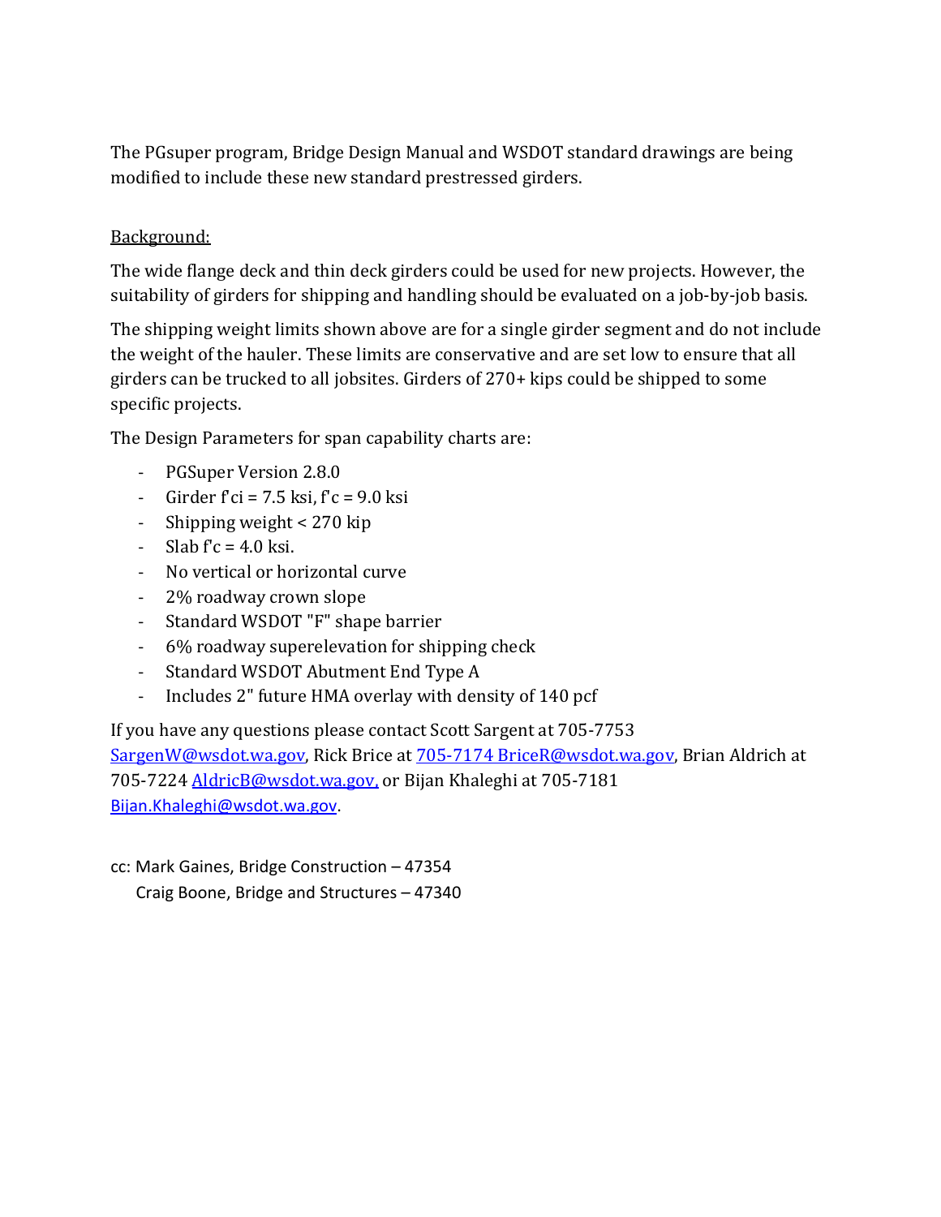The PGsuper program, Bridge Design Manual and WSDOT standard drawings are being modified to include these new standard prestressed girders.

Background:

The wide flange deck and thin deck girders could be used for new projects. However, the suitability of girders for shipping and handling should be evaluated on a job-by-job basis.

The shipping weight limits shown above are for a single girder segment and do not include the weight of the hauler. These limits are conservative and are set low to ensure that all girders can be trucked to all jobsites. Girders of 270+ kips could be shipped to some specific projects.

The Design Parameters for span capability charts are:

- PGSuper Version 2.8.0
- Girder f'ci = 7.5 ksi, f'c = 9.0 ksi
- Shipping weight < 270 kip
- Slab f'c = 4.0 ksi.
- No vertical or horizontal curve
- 2% roadway crown slope
- Standard WSDOT "F" shape barrier
- 6% roadway superelevation for shipping check
- Standard WSDOT Abutment End Type A
- Includes 2" future HMA overlay with density of 140 pcf

If you have any questions please contact Scott Sargent at 705-7753 SargenW@wsdot.wa.gov, Rick Brice at 705-7174 BriceR@wsdot.wa.gov, Brian Aldrich at 705-7224 AldricB@wsdot.wa.gov, or Bijan Khaleghi at 705-7181 Bijan.Khaleghi@wsdot.wa.gov.

cc: Mark Gaines, Bridge Construction – 47354
Craig Boone, Bridge and Structures – 47340